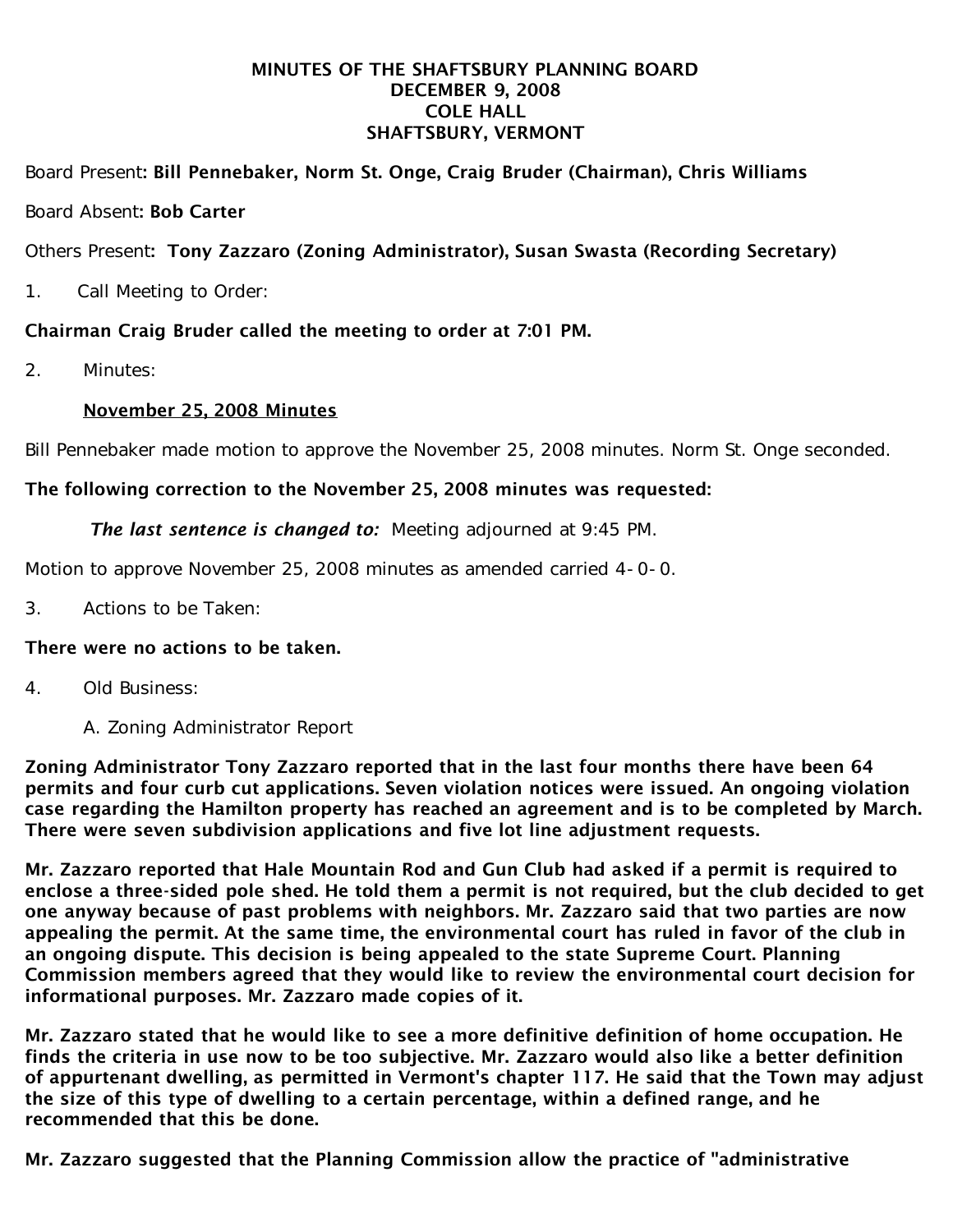# MINUTES OF THE SHAFTSBURY PLANNING BOARD
## DECEMBER 9, 2008
## COLE HALL
## SHAFTSBURY, VERMONT

Board Present: **Bill Pennebaker, Norm St. Onge, Craig Bruder (Chairman), Chris Williams**

Board Absent: **Bob Carter**

Others Present: **Tony Zazzaro (Zoning Administrator), Susan Swasta (Recording Secretary)**

1. Call Meeting to Order:

**Chairman Craig Bruder called the meeting to order at 7:01 PM.**

2. Minutes:

<u>November 25, 2008 Minutes</u>

Bill Pennebaker made motion to approve the November 25, 2008 minutes. Norm St. Onge seconded.

**The following correction to the November 25, 2008 minutes was requested:**

***The last sentence is changed to:*** Meeting adjourned at 9:45 PM.

Motion to approve November 25, 2008 minutes as amended carried 4-0-0.

3. Actions to be Taken:

**There were no actions to be taken.**

4. Old Business:

A. Zoning Administrator Report

**Zoning Administrator Tony Zazzaro reported that in the last four months there have been 64 permits and four curb cut applications. Seven violation notices were issued. An ongoing violation case regarding the Hamilton property has reached an agreement and is to be completed by March. There were seven subdivision applications and five lot line adjustment requests.**

**Mr. Zazzaro reported that Hale Mountain Rod and Gun Club had asked if a permit is required to enclose a three-sided pole shed. He told them a permit is not required, but the club decided to get one anyway because of past problems with neighbors. Mr. Zazzaro said that two parties are now appealing the permit. At the same time, the environmental court has ruled in favor of the club in an ongoing dispute. This decision is being appealed to the state Supreme Court. Planning Commission members agreed that they would like to review the environmental court decision for informational purposes. Mr. Zazzaro made copies of it.**

**Mr. Zazzaro stated that he would like to see a more definitive definition of home occupation. He finds the criteria in use now to be too subjective. Mr. Zazzaro would also like a better definition of appurtenant dwelling, as permitted in Vermont's chapter 117. He said that the Town may adjust the size of this type of dwelling to a certain percentage, within a defined range, and he recommended that this be done.**

**Mr. Zazzaro suggested that the Planning Commission allow the practice of "administrative**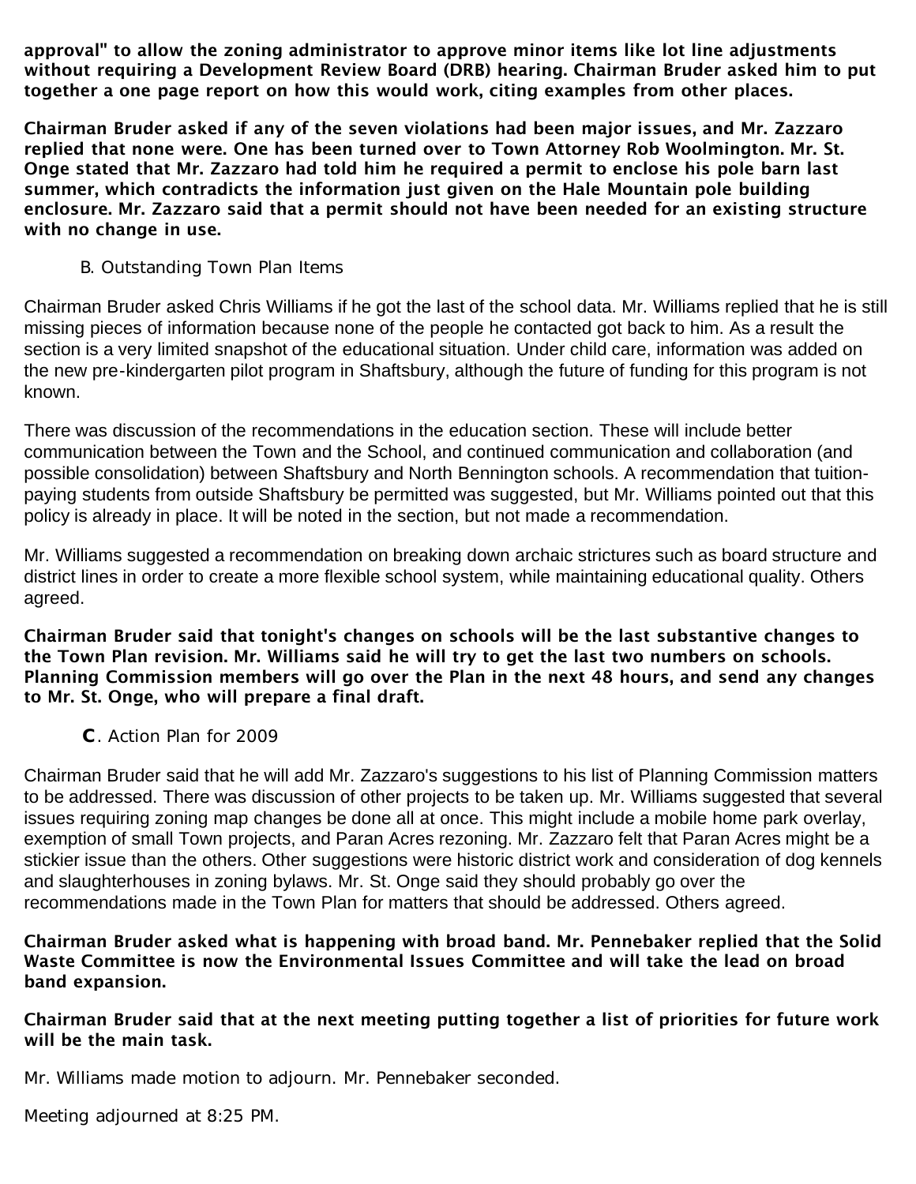**approval" to allow the zoning administrator to approve minor items like lot line adjustments without requiring a Development Review Board (DRB) hearing. Chairman Bruder asked him to put together a one page report on how this would work, citing examples from other places.**

**Chairman Bruder asked if any of the seven violations had been major issues, and Mr. Zazzaro replied that none were. One has been turned over to Town Attorney Rob Woolmington. Mr. St. Onge stated that Mr. Zazzaro had told him he required a permit to enclose his pole barn last summer, which contradicts the information just given on the Hale Mountain pole building enclosure. Mr. Zazzaro said that a permit should not have been needed for an existing structure with no change in use.**

B. Outstanding Town Plan Items

Chairman Bruder asked Chris Williams if he got the last of the school data. Mr. Williams replied that he is still missing pieces of information because none of the people he contacted got back to him. As a result the section is a very limited snapshot of the educational situation. Under child care, information was added on the new pre-kindergarten pilot program in Shaftsbury, although the future of funding for this program is not known.

There was discussion of the recommendations in the education section. These will include better communication between the Town and the School, and continued communication and collaboration (and possible consolidation) between Shaftsbury and North Bennington schools. A recommendation that tuition-paying students from outside Shaftsbury be permitted was suggested, but Mr. Williams pointed out that this policy is already in place. It will be noted in the section, but not made a recommendation.

Mr. Williams suggested a recommendation on breaking down archaic strictures such as board structure and district lines in order to create a more flexible school system, while maintaining educational quality. Others agreed.

**Chairman Bruder said that tonight's changes on schools will be the last substantive changes to the Town Plan revision. Mr. Williams said he will try to get the last two numbers on schools. Planning Commission members will go over the Plan in the next 48 hours, and send any changes to Mr. St. Onge, who will prepare a final draft.**

**C**. Action Plan for 2009

Chairman Bruder said that he will add Mr. Zazzaro's suggestions to his list of Planning Commission matters to be addressed. There was discussion of other projects to be taken up. Mr. Williams suggested that several issues requiring zoning map changes be done all at once. This might include a mobile home park overlay, exemption of small Town projects, and Paran Acres rezoning. Mr. Zazzaro felt that Paran Acres might be a stickier issue than the others. Other suggestions were historic district work and consideration of dog kennels and slaughterhouses in zoning bylaws. Mr. St. Onge said they should probably go over the recommendations made in the Town Plan for matters that should be addressed. Others agreed.

**Chairman Bruder asked what is happening with broad band. Mr. Pennebaker replied that the Solid Waste Committee is now the Environmental Issues Committee and will take the lead on broad band expansion.**

**Chairman Bruder said that at the next meeting putting together a list of priorities for future work will be the main task.**

Mr. Williams made motion to adjourn. Mr. Pennebaker seconded.

Meeting adjourned at 8:25 PM.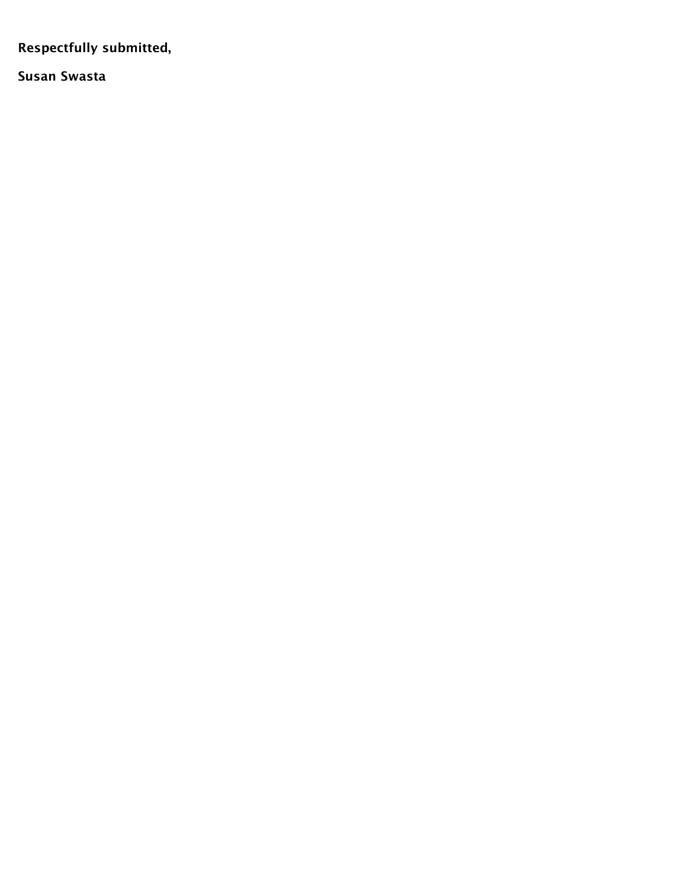**Respectfully submitted,**

**Susan Swasta**